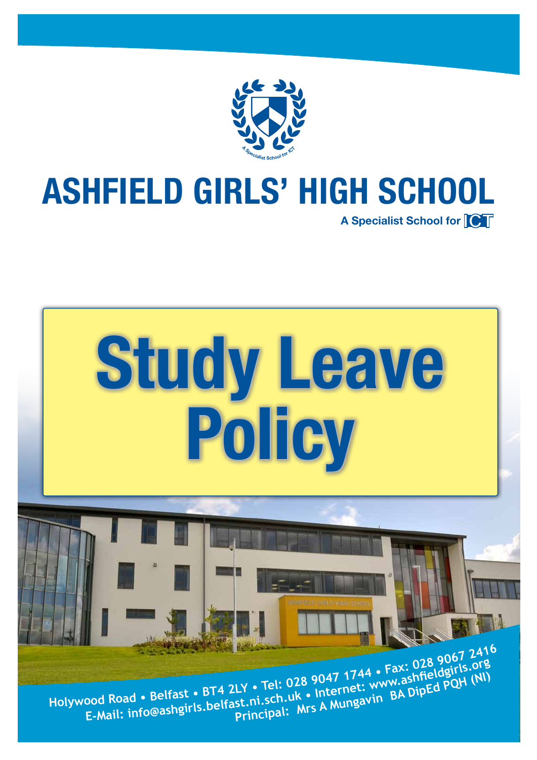# ASHFIELD GIRLS' HIGH SCHOOL

**A Specialist School for ICT**

# Study Leave Policy

Holywood Road • Belfast • BT4 2LY • Tel: 028 9047 1744 • Fax: 028 9067 2416
E-Mail: info@ashgirls.belfast.ni.sch.uk • Internet: www.ashfieldgirls.org
Principal: Mrs A Mungavin BA DipEd PQH (NI)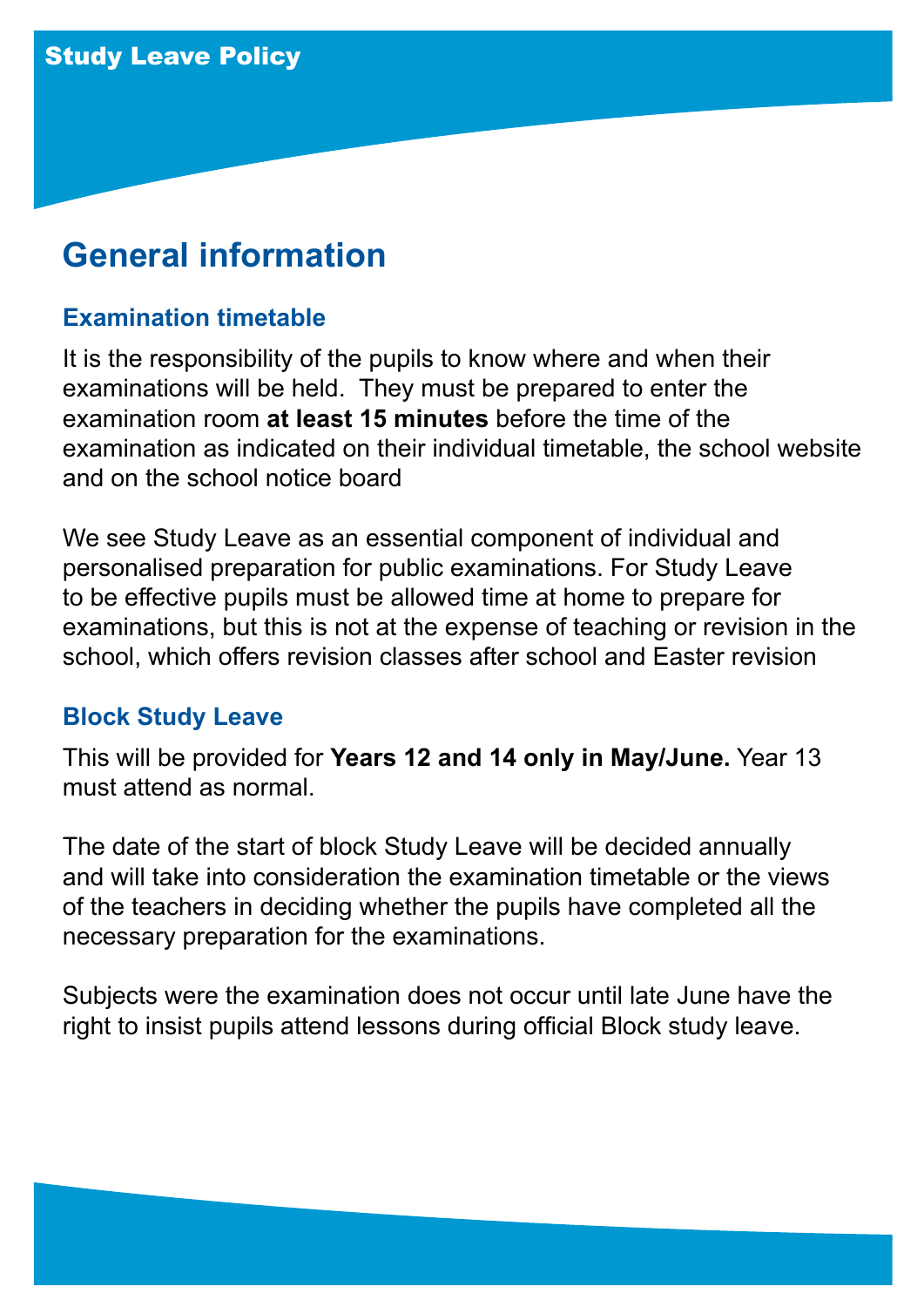Study Leave Policy

## General information

### Examination timetable

It is the responsibility of the pupils to know where and when their examinations will be held. They must be prepared to enter the examination room **at least 15 minutes** before the time of the examination as indicated on their individual timetable, the school website and on the school notice board

We see Study Leave as an essential component of individual and personalised preparation for public examinations. For Study Leave to be effective pupils must be allowed time at home to prepare for examinations, but this is not at the expense of teaching or revision in the school, which offers revision classes after school and Easter revision

### Block Study Leave

This will be provided for **Years 12 and 14 only in May/June.** Year 13 must attend as normal.

The date of the start of block Study Leave will be decided annually and will take into consideration the examination timetable or the views of the teachers in deciding whether the pupils have completed all the necessary preparation for the examinations.

Subjects were the examination does not occur until late June have the right to insist pupils attend lessons during official Block study leave.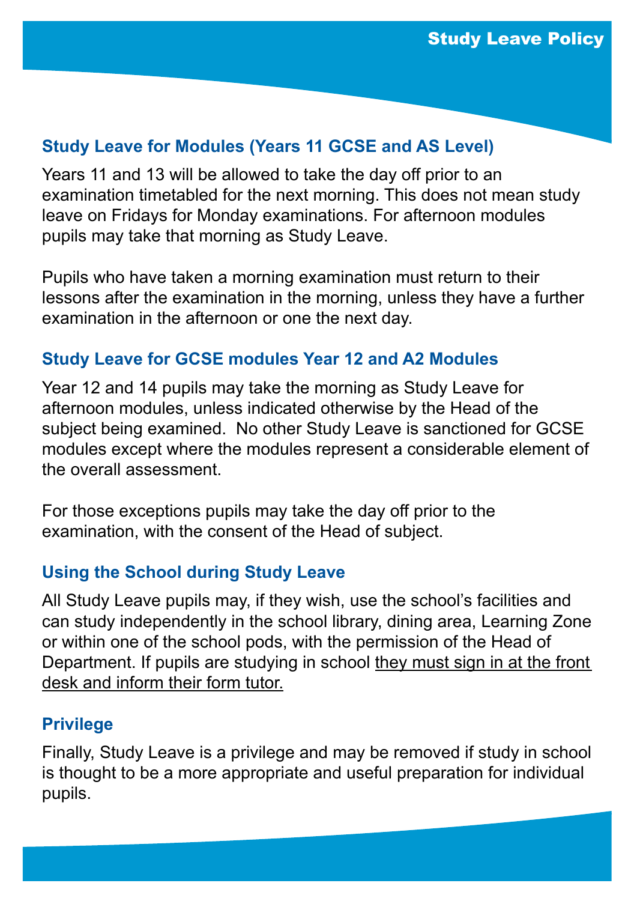# Study Leave Policy

## Study Leave for Modules (Years 11 GCSE and AS Level)

Years 11 and 13 will be allowed to take the day off prior to an examination timetabled for the next morning. This does not mean study leave on Fridays for Monday examinations. For afternoon modules pupils may take that morning as Study Leave.

Pupils who have taken a morning examination must return to their lessons after the examination in the morning, unless they have a further examination in the afternoon or one the next day.

## Study Leave for GCSE modules Year 12 and A2 Modules

Year 12 and 14 pupils may take the morning as Study Leave for afternoon modules, unless indicated otherwise by the Head of the subject being examined. No other Study Leave is sanctioned for GCSE modules except where the modules represent a considerable element of the overall assessment.

For those exceptions pupils may take the day off prior to the examination, with the consent of the Head of subject.

## Using the School during Study Leave

All Study Leave pupils may, if they wish, use the school's facilities and can study independently in the school library, dining area, Learning Zone or within one of the school pods, with the permission of the Head of Department. If pupils are studying in school <u>they must sign in at the front desk and inform their form tutor.</u>

## Privilege

Finally, Study Leave is a privilege and may be removed if study in school is thought to be a more appropriate and useful preparation for individual pupils.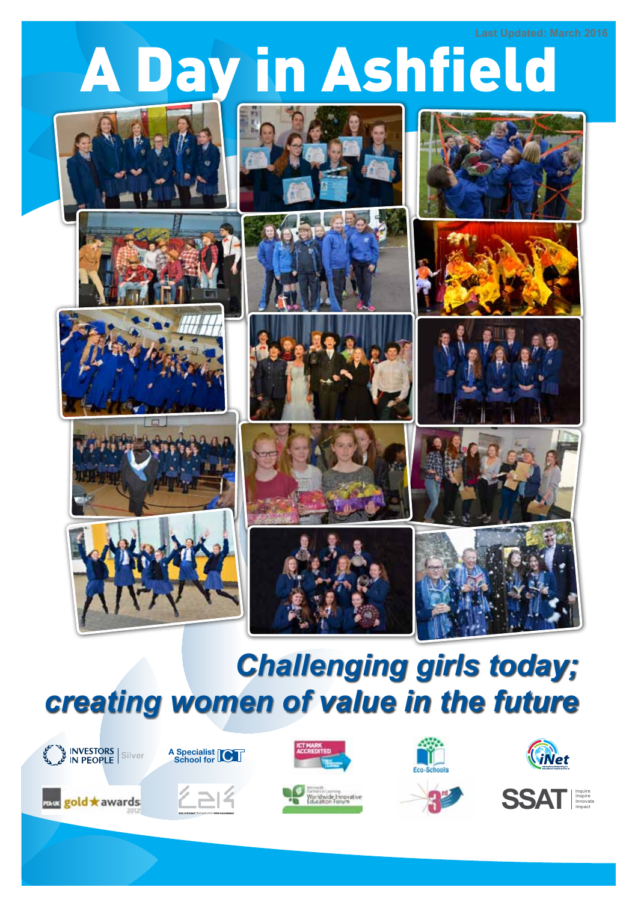Last Updated: March 2016

# A Day in Ashfield

## *Challenging girls today; creating women of value in the future*

INVESTORS IN PEOPLE | Silver

A Specialist School for ICT

ICT MARK ACCREDITED

Eco-Schools

iNet

PTA-UK gold awards 2012

Microsoft Partners in Learning Worldwide Innovative Education Forum

SSAT | Inquire Inspire Innovate Impact